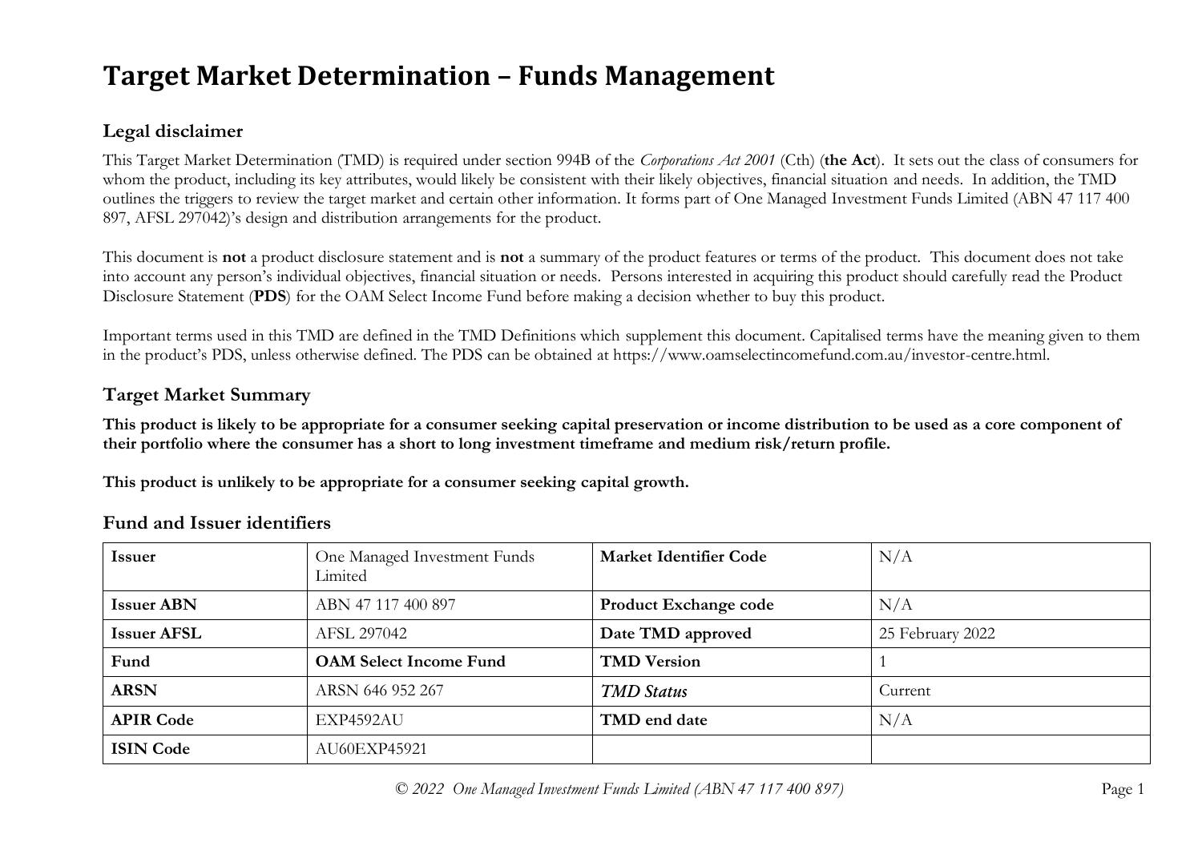# Target Market Determination – Funds Management

## Legal disclaimer

This Target Market Determination (TMD) is required under section 994B of the *Corporations Act 2001* (Cth) (**the Act**). It sets out the class of consumers for whom the product, including its key attributes, would likely be consistent with their likely objectives, financial situation and needs. In addition, the TMD outlines the triggers to review the target market and certain other information. It forms part of One Managed Investment Funds Limited (ABN 47 117 400 897, AFSL 297042)'s design and distribution arrangements for the product.

This document is **not** a product disclosure statement and is **not** a summary of the product features or terms of the product. This document does not take into account any person's individual objectives, financial situation or needs. Persons interested in acquiring this product should carefully read the Product Disclosure Statement (**PDS**) for the OAM Select Income Fund before making a decision whether to buy this product.

Important terms used in this TMD are defined in the TMD Definitions which supplement this document. Capitalised terms have the meaning given to them in the product's PDS, unless otherwise defined. The PDS can be obtained at https://www.oamselectincomefund.com.au/investor-centre.html.

## Target Market Summary

**This product is likely to be appropriate for a consumer seeking capital preservation or income distribution to be used as a core component of their portfolio where the consumer has a short to long investment timeframe and medium risk/return profile.**

**This product is unlikely to be appropriate for a consumer seeking capital growth.**

## Fund and Issuer identifiers

| Issuer | One Managed Investment Funds Limited | Market Identifier Code | N/A |
|---|---|---|---|
| **Issuer ABN** | ABN 47 117 400 897 | **Product Exchange code** | N/A |
| **Issuer AFSL** | AFSL 297042 | **Date TMD approved** | 25 February 2022 |
| **Fund** | **OAM Select Income Fund** | **TMD Version** | 1 |
| **ARSN** | ARSN 646 952 267 | ***TMD Status*** | Current |
| **APIR Code** | EXP4592AU | **TMD end date** | N/A |
| **ISIN Code** | AU60EXP45921 | | |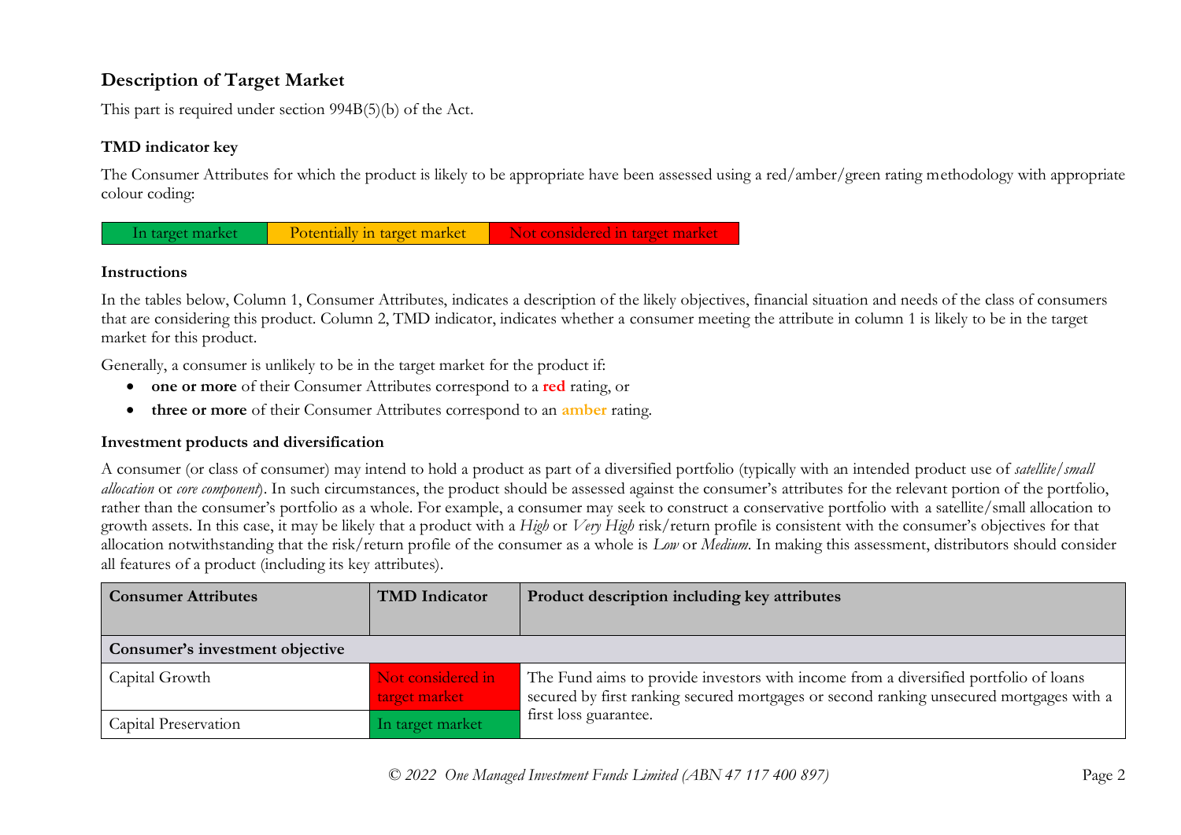## Description of Target Market

This part is required under section 994B(5)(b) of the Act.

### TMD indicator key

The Consumer Attributes for which the product is likely to be appropriate have been assessed using a red/amber/green rating methodology with appropriate colour coding:

| In target market | Potentially in target market | Not considered in target market |
|---|---|---|

### Instructions

In the tables below, Column 1, Consumer Attributes, indicates a description of the likely objectives, financial situation and needs of the class of consumers that are considering this product. Column 2, TMD indicator, indicates whether a consumer meeting the attribute in column 1 is likely to be in the target market for this product.

Generally, a consumer is unlikely to be in the target market for the product if:

- **one or more** of their Consumer Attributes correspond to a **red** rating, or
- **three or more** of their Consumer Attributes correspond to an **amber** rating.

### Investment products and diversification

A consumer (or class of consumer) may intend to hold a product as part of a diversified portfolio (typically with an intended product use of *satellite/small allocation* or *core component*). In such circumstances, the product should be assessed against the consumer's attributes for the relevant portion of the portfolio, rather than the consumer's portfolio as a whole. For example, a consumer may seek to construct a conservative portfolio with a satellite/small allocation to growth assets. In this case, it may be likely that a product with a *High* or *Very High* risk/return profile is consistent with the consumer's objectives for that allocation notwithstanding that the risk/return profile of the consumer as a whole is *Low* or *Medium*. In making this assessment, distributors should consider all features of a product (including its key attributes).

| Consumer Attributes | TMD Indicator | Product description including key attributes |
|---|---|---|
| **Consumer's investment objective** | | |
| Capital Growth | Not considered in target market | The Fund aims to provide investors with income from a diversified portfolio of loans secured by first ranking secured mortgages or second ranking unsecured mortgages with a first loss guarantee. |
| Capital Preservation | In target market | |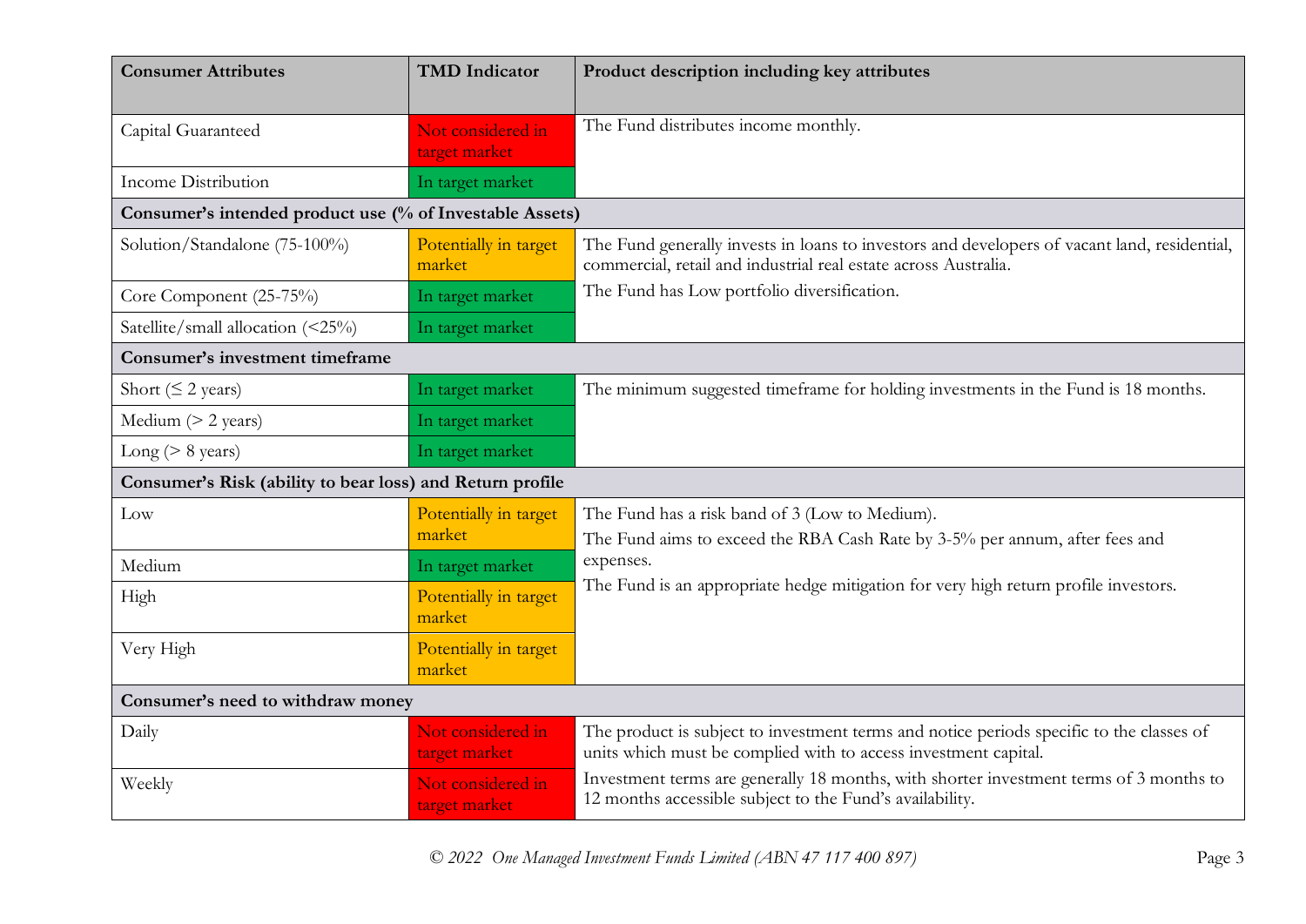| Consumer Attributes | TMD Indicator | Product description including key attributes |
|---|---|---|
| Capital Guaranteed | Not considered in target market | The Fund distributes income monthly. |
| Income Distribution | In target market | |
| **Consumer's intended product use (% of Investable Assets)** | | |
| Solution/Standalone (75-100%) | Potentially in target market | The Fund generally invests in loans to investors and developers of vacant land, residential, commercial, retail and industrial real estate across Australia.<br>The Fund has Low portfolio diversification. |
| Core Component (25-75%) | In target market | |
| Satellite/small allocation (<25%) | In target market | |
| **Consumer's investment timeframe** | | |
| Short (≤ 2 years) | In target market | The minimum suggested timeframe for holding investments in the Fund is 18 months. |
| Medium (> 2 years) | In target market | |
| Long (> 8 years) | In target market | |
| **Consumer's Risk (ability to bear loss) and Return profile** | | |
| Low | Potentially in target market | The Fund has a risk band of 3 (Low to Medium).<br>The Fund aims to exceed the RBA Cash Rate by 3-5% per annum, after fees and expenses.<br>The Fund is an appropriate hedge mitigation for very high return profile investors. |
| Medium | In target market | |
| High | Potentially in target market | |
| Very High | Potentially in target market | |
| **Consumer's need to withdraw money** | | |
| Daily | Not considered in target market | The product is subject to investment terms and notice periods specific to the classes of units which must be complied with to access investment capital.<br>Investment terms are generally 18 months, with shorter investment terms of 3 months to 12 months accessible subject to the Fund's availability. |
| Weekly | Not considered in target market | |

*© 2022 One Managed Investment Funds Limited (ABN 47 117 400 897)*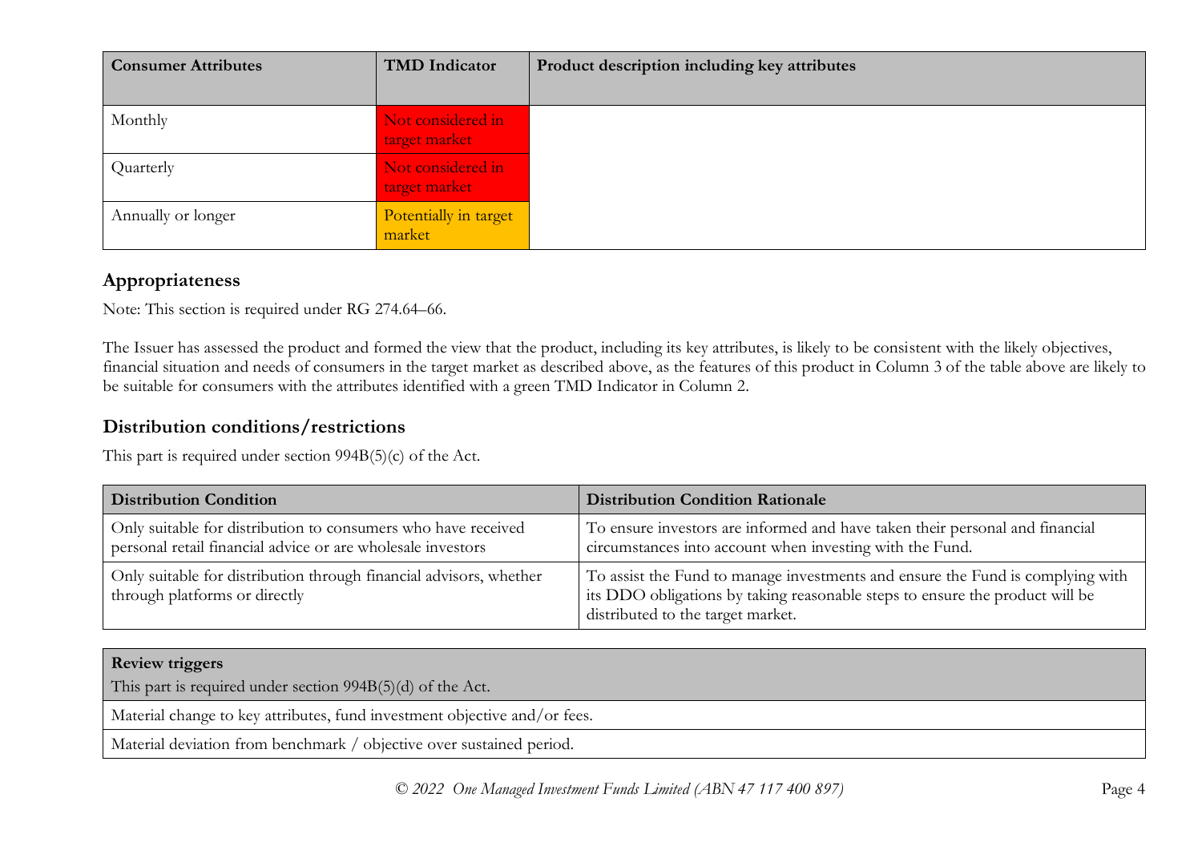| Consumer Attributes | TMD Indicator | Product description including key attributes |
| --- | --- | --- |
| Monthly | Not considered in target market | |
| Quarterly | Not considered in target market | |
| Annually or longer | Potentially in target market | |

## Appropriateness

Note: This section is required under RG 274.64–66.

The Issuer has assessed the product and formed the view that the product, including its key attributes, is likely to be consistent with the likely objectives, financial situation and needs of consumers in the target market as described above, as the features of this product in Column 3 of the table above are likely to be suitable for consumers with the attributes identified with a green TMD Indicator in Column 2.

## Distribution conditions/restrictions

This part is required under section 994B(5)(c) of the Act.

| Distribution Condition | Distribution Condition Rationale |
| --- | --- |
| Only suitable for distribution to consumers who have received personal retail financial advice or are wholesale investors | To ensure investors are informed and have taken their personal and financial circumstances into account when investing with the Fund. |
| Only suitable for distribution through financial advisors, whether through platforms or directly | To assist the Fund to manage investments and ensure the Fund is complying with its DDO obligations by taking reasonable steps to ensure the product will be distributed to the target market. |

| **Review triggers**<br>This part is required under section 994B(5)(d) of the Act. |
| --- |
| Material change to key attributes, fund investment objective and/or fees. |
| Material deviation from benchmark / objective over sustained period. |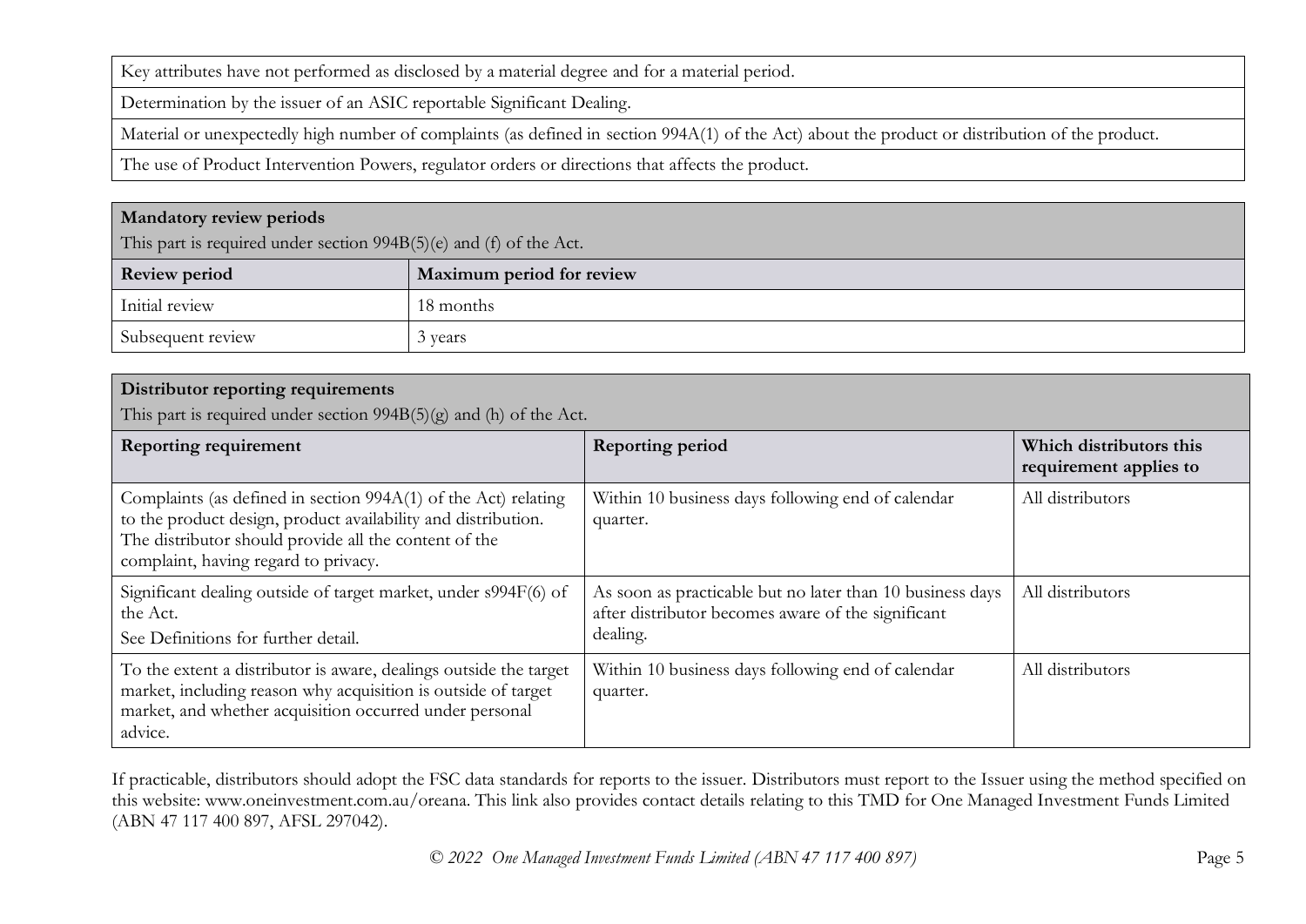| |
|---|
| Key attributes have not performed as disclosed by a material degree and for a material period. |
| Determination by the issuer of an ASIC reportable Significant Dealing. |
| Material or unexpectedly high number of complaints (as defined in section 994A(1) of the Act) about the product or distribution of the product. |
| The use of Product Intervention Powers, regulator orders or directions that affects the product. |

| **Mandatory review periods**<br>This part is required under section 994B(5)(e) and (f) of the Act. | |
|---|---|
| **Review period** | **Maximum period for review** |
| Initial review | 18 months |
| Subsequent review | 3 years |

| **Distributor reporting requirements**<br>This part is required under section 994B(5)(g) and (h) of the Act. | | |
|---|---|---|
| **Reporting requirement** | **Reporting period** | **Which distributors this requirement applies to** |
| Complaints (as defined in section 994A(1) of the Act) relating to the product design, product availability and distribution. The distributor should provide all the content of the complaint, having regard to privacy. | Within 10 business days following end of calendar quarter. | All distributors |
| Significant dealing outside of target market, under s994F(6) of the Act.<br>See Definitions for further detail. | As soon as practicable but no later than 10 business days after distributor becomes aware of the significant dealing. | All distributors |
| To the extent a distributor is aware, dealings outside the target market, including reason why acquisition is outside of target market, and whether acquisition occurred under personal advice. | Within 10 business days following end of calendar quarter. | All distributors |

If practicable, distributors should adopt the FSC data standards for reports to the issuer. Distributors must report to the Issuer using the method specified on this website: www.oneinvestment.com.au/oreana. This link also provides contact details relating to this TMD for One Managed Investment Funds Limited (ABN 47 117 400 897, AFSL 297042).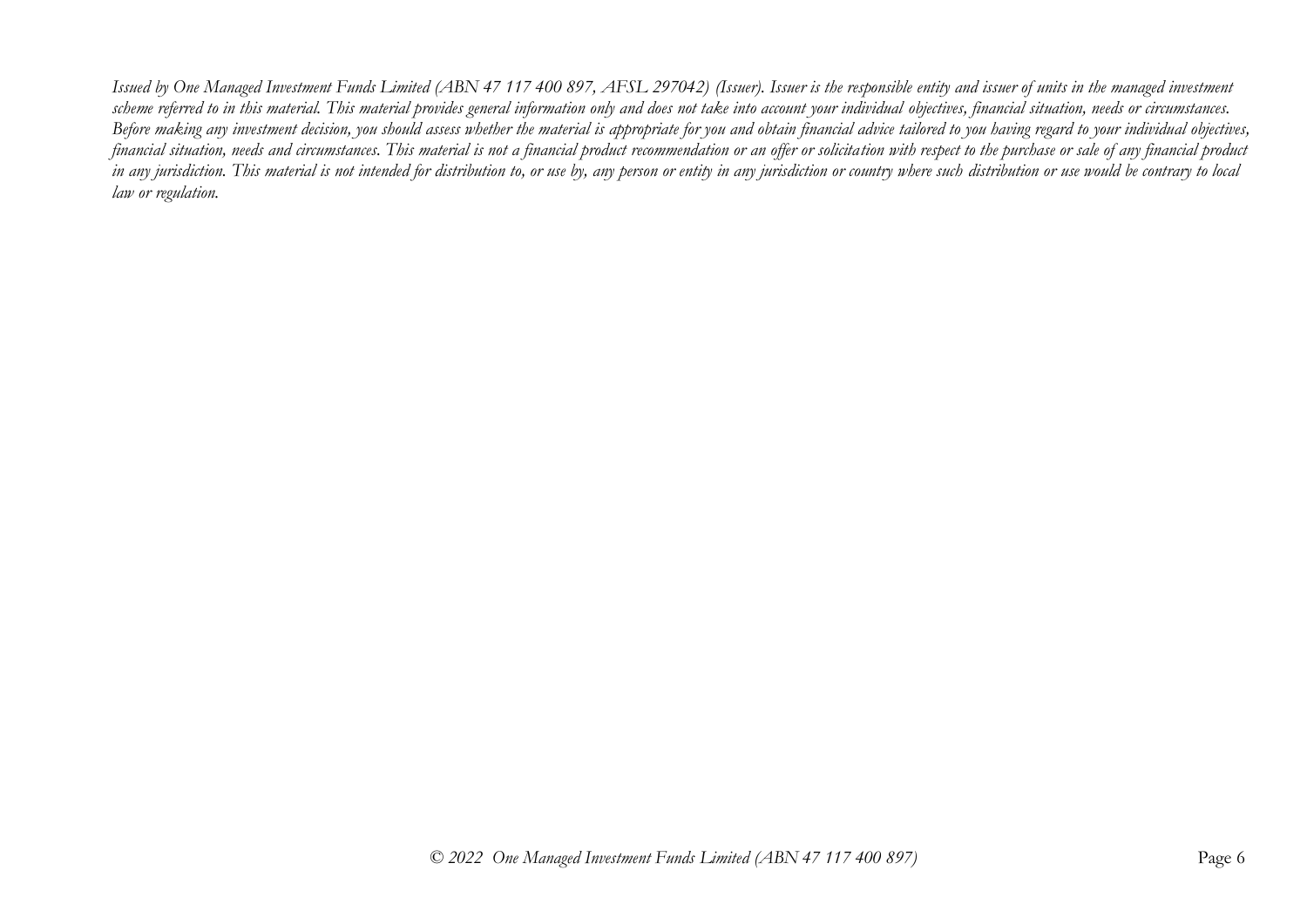*Issued by One Managed Investment Funds Limited (ABN 47 117 400 897, AFSL 297042) (Issuer). Issuer is the responsible entity and issuer of units in the managed investment scheme referred to in this material. This material provides general information only and does not take into account your individual objectives, financial situation, needs or circumstances. Before making any investment decision, you should assess whether the material is appropriate for you and obtain financial advice tailored to you having regard to your individual objectives, financial situation, needs and circumstances. This material is not a financial product recommendation or an offer or solicitation with respect to the purchase or sale of any financial product in any jurisdiction. This material is not intended for distribution to, or use by, any person or entity in any jurisdiction or country where such distribution or use would be contrary to local law or regulation.*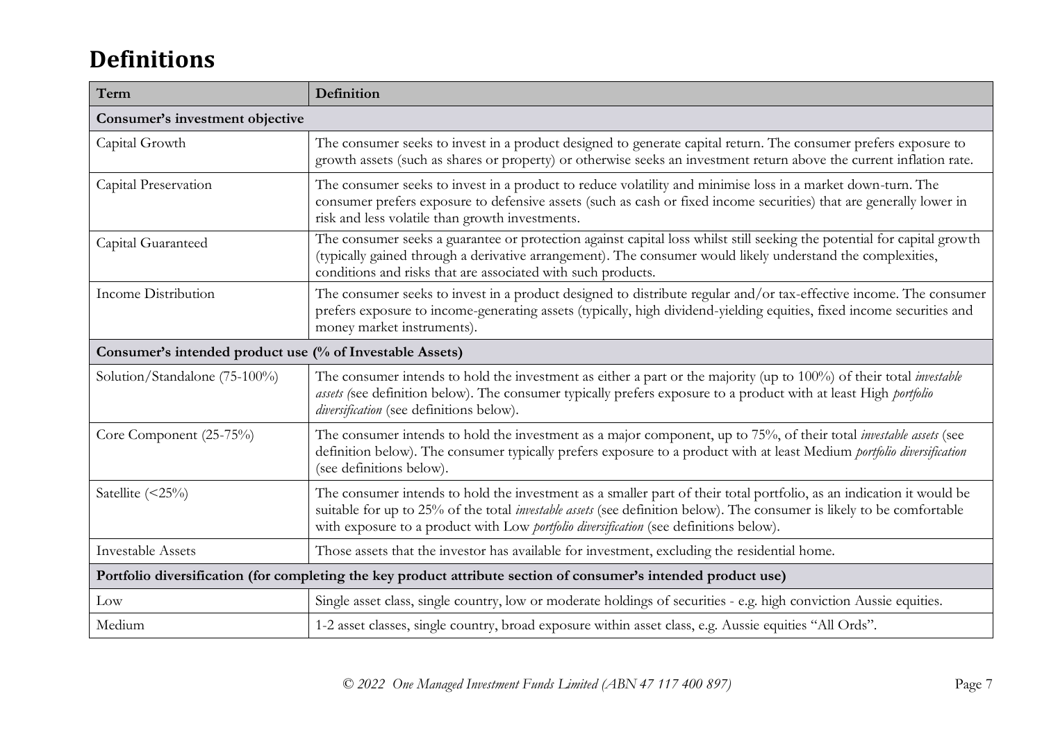# Definitions

| Term | Definition |
| --- | --- |
| **Consumer's investment objective** | |
| Capital Growth | The consumer seeks to invest in a product designed to generate capital return. The consumer prefers exposure to growth assets (such as shares or property) or otherwise seeks an investment return above the current inflation rate. |
| Capital Preservation | The consumer seeks to invest in a product to reduce volatility and minimise loss in a market down-turn. The consumer prefers exposure to defensive assets (such as cash or fixed income securities) that are generally lower in risk and less volatile than growth investments. |
| Capital Guaranteed | The consumer seeks a guarantee or protection against capital loss whilst still seeking the potential for capital growth (typically gained through a derivative arrangement). The consumer would likely understand the complexities, conditions and risks that are associated with such products. |
| Income Distribution | The consumer seeks to invest in a product designed to distribute regular and/or tax-effective income. The consumer prefers exposure to income-generating assets (typically, high dividend-yielding equities, fixed income securities and money market instruments). |
| **Consumer's intended product use (% of Investable Assets)** | |
| Solution/Standalone (75-100%) | The consumer intends to hold the investment as either a part or the majority (up to 100%) of their total *investable assets (*see definition below). The consumer typically prefers exposure to a product with at least High *portfolio diversification* (see definitions below). |
| Core Component (25-75%) | The consumer intends to hold the investment as a major component, up to 75%, of their total *investable assets* (see definition below). The consumer typically prefers exposure to a product with at least Medium *portfolio diversification* (see definitions below). |
| Satellite (<25%) | The consumer intends to hold the investment as a smaller part of their total portfolio, as an indication it would be suitable for up to 25% of the total *investable assets* (see definition below). The consumer is likely to be comfortable with exposure to a product with Low *portfolio diversification* (see definitions below). |
| Investable Assets | Those assets that the investor has available for investment, excluding the residential home. |
| **Portfolio diversification (for completing the key product attribute section of consumer's intended product use)** | |
| Low | Single asset class, single country, low or moderate holdings of securities - e.g. high conviction Aussie equities. |
| Medium | 1-2 asset classes, single country, broad exposure within asset class, e.g. Aussie equities "All Ords". |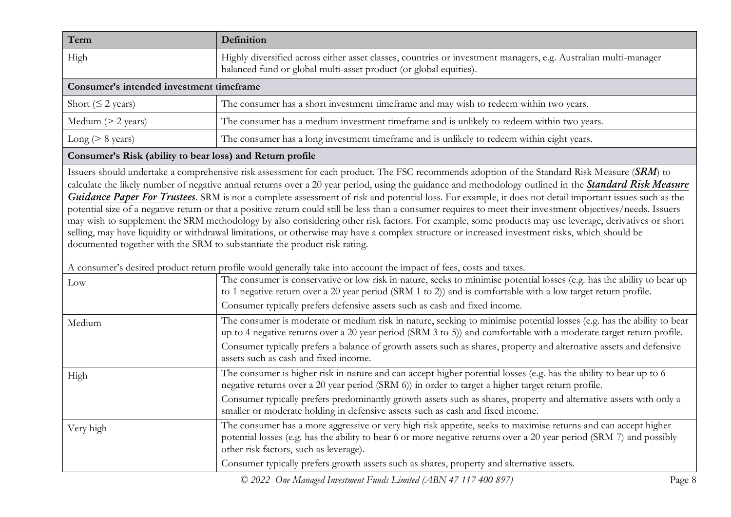| Term | Definition |
|---|---|
| High | Highly diversified across either asset classes, countries or investment managers, e.g. Australian multi-manager balanced fund or global multi-asset product (or global equities). |
| **Consumer's intended investment timeframe** | |
| Short (≤ 2 years) | The consumer has a short investment timeframe and may wish to redeem within two years. |
| Medium (> 2 years) | The consumer has a medium investment timeframe and is unlikely to redeem within two years. |
| Long (> 8 years) | The consumer has a long investment timeframe and is unlikely to redeem within eight years. |
| **Consumer's Risk (ability to bear loss) and Return profile** | |
| Issuers should undertake a comprehensive risk assessment for each product. The FSC recommends adoption of the Standard Risk Measure (***SRM***) to calculate the likely number of negative annual returns over a 20 year period, using the guidance and methodology outlined in the ***Standard Risk Measure Guidance Paper For Trustees***. SRM is not a complete assessment of risk and potential loss. For example, it does not detail important issues such as the potential size of a negative return or that a positive return could still be less than a consumer requires to meet their investment objectives/needs. Issuers may wish to supplement the SRM methodology by also considering other risk factors. For example, some products may use leverage, derivatives or short selling, may have liquidity or withdrawal limitations, or otherwise may have a complex structure or increased investment risks, which should be documented together with the SRM to substantiate the product risk rating. A consumer's desired product return profile would generally take into account the impact of fees, costs and taxes. | |
| Low | The consumer is conservative or low risk in nature, seeks to minimise potential losses (e.g. has the ability to bear up to 1 negative return over a 20 year period (SRM 1 to 2)) and is comfortable with a low target return profile. Consumer typically prefers defensive assets such as cash and fixed income. |
| Medium | The consumer is moderate or medium risk in nature, seeking to minimise potential losses (e.g. has the ability to bear up to 4 negative returns over a 20 year period (SRM 3 to 5)) and comfortable with a moderate target return profile. Consumer typically prefers a balance of growth assets such as shares, property and alternative assets and defensive assets such as cash and fixed income. |
| High | The consumer is higher risk in nature and can accept higher potential losses (e.g. has the ability to bear up to 6 negative returns over a 20 year period (SRM 6)) in order to target a higher target return profile. Consumer typically prefers predominantly growth assets such as shares, property and alternative assets with only a smaller or moderate holding in defensive assets such as cash and fixed income. |
| Very high | The consumer has a more aggressive or very high risk appetite, seeks to maximise returns and can accept higher potential losses (e.g. has the ability to bear 6 or more negative returns over a 20 year period (SRM 7) and possibly other risk factors, such as leverage). Consumer typically prefers growth assets such as shares, property and alternative assets. |

*© 2022 One Managed Investment Funds Limited (ABN 47 117 400 897)*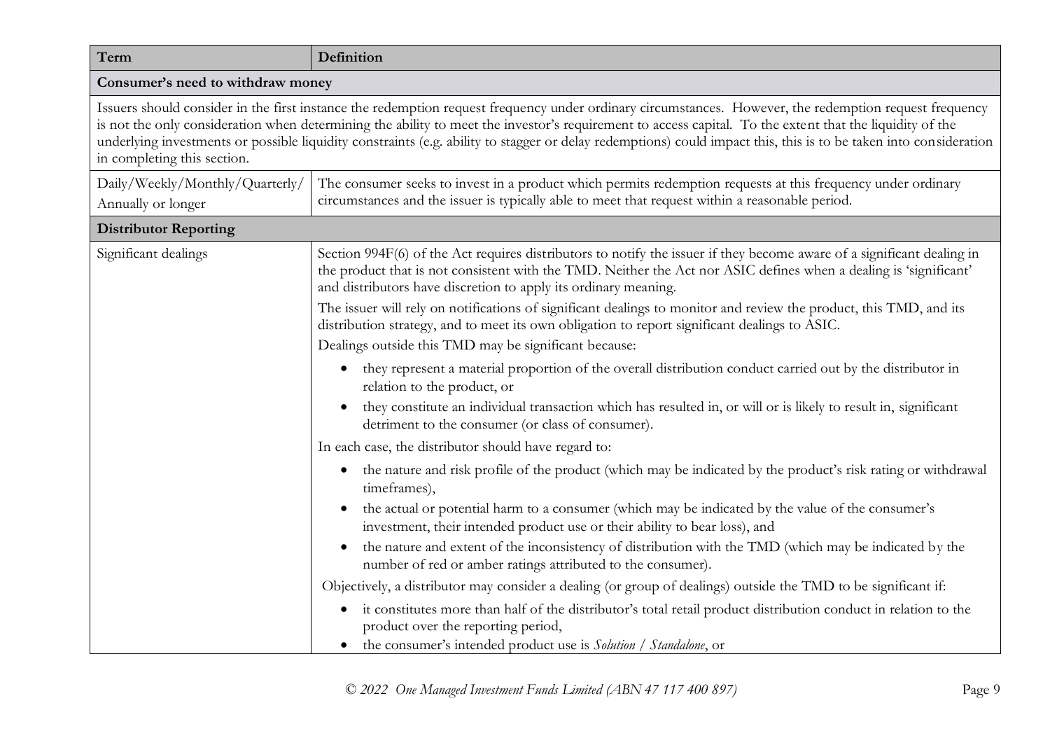| Term | Definition |
| --- | --- |
| **Consumer's need to withdraw money** | |
| Issuers should consider in the first instance the redemption request frequency under ordinary circumstances. However, the redemption request frequency is not the only consideration when determining the ability to meet the investor's requirement to access capital. To the extent that the liquidity of the underlying investments or possible liquidity constraints (e.g. ability to stagger or delay redemptions) could impact this, this is to be taken into consideration in completing this section. | |
| Daily/Weekly/Monthly/Quarterly/ Annually or longer | The consumer seeks to invest in a product which permits redemption requests at this frequency under ordinary circumstances and the issuer is typically able to meet that request within a reasonable period. |
| **Distributor Reporting** | |
| Significant dealings | Section 994F(6) of the Act requires distributors to notify the issuer if they become aware of a significant dealing in the product that is not consistent with the TMD. Neither the Act nor ASIC defines when a dealing is 'significant' and distributors have discretion to apply its ordinary meaning.<br><br>The issuer will rely on notifications of significant dealings to monitor and review the product, this TMD, and its distribution strategy, and to meet its own obligation to report significant dealings to ASIC.<br><br>Dealings outside this TMD may be significant because:<br><br>• they represent a material proportion of the overall distribution conduct carried out by the distributor in relation to the product, or<br>• they constitute an individual transaction which has resulted in, or will or is likely to result in, significant detriment to the consumer (or class of consumer).<br><br>In each case, the distributor should have regard to:<br><br>• the nature and risk profile of the product (which may be indicated by the product's risk rating or withdrawal timeframes),<br>• the actual or potential harm to a consumer (which may be indicated by the value of the consumer's investment, their intended product use or their ability to bear loss), and<br>• the nature and extent of the inconsistency of distribution with the TMD (which may be indicated by the number of red or amber ratings attributed to the consumer).<br><br>Objectively, a distributor may consider a dealing (or group of dealings) outside the TMD to be significant if:<br><br>• it constitutes more than half of the distributor's total retail product distribution conduct in relation to the product over the reporting period,<br>• the consumer's intended product use is *Solution / Standalone*, or |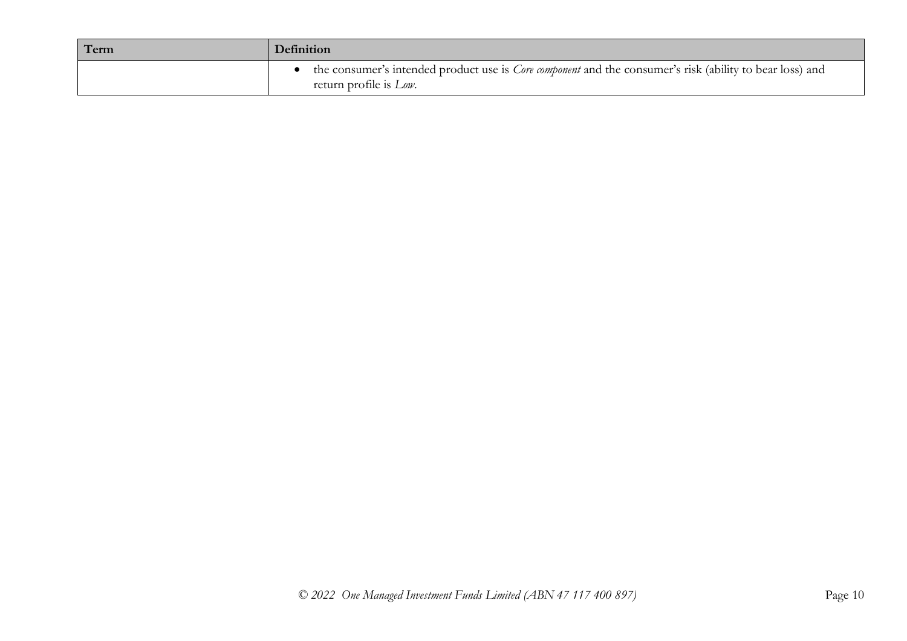| Term | Definition |
| --- | --- |
| | • the consumer's intended product use is *Core component* and the consumer's risk (ability to bear loss) and return profile is *Low*. |